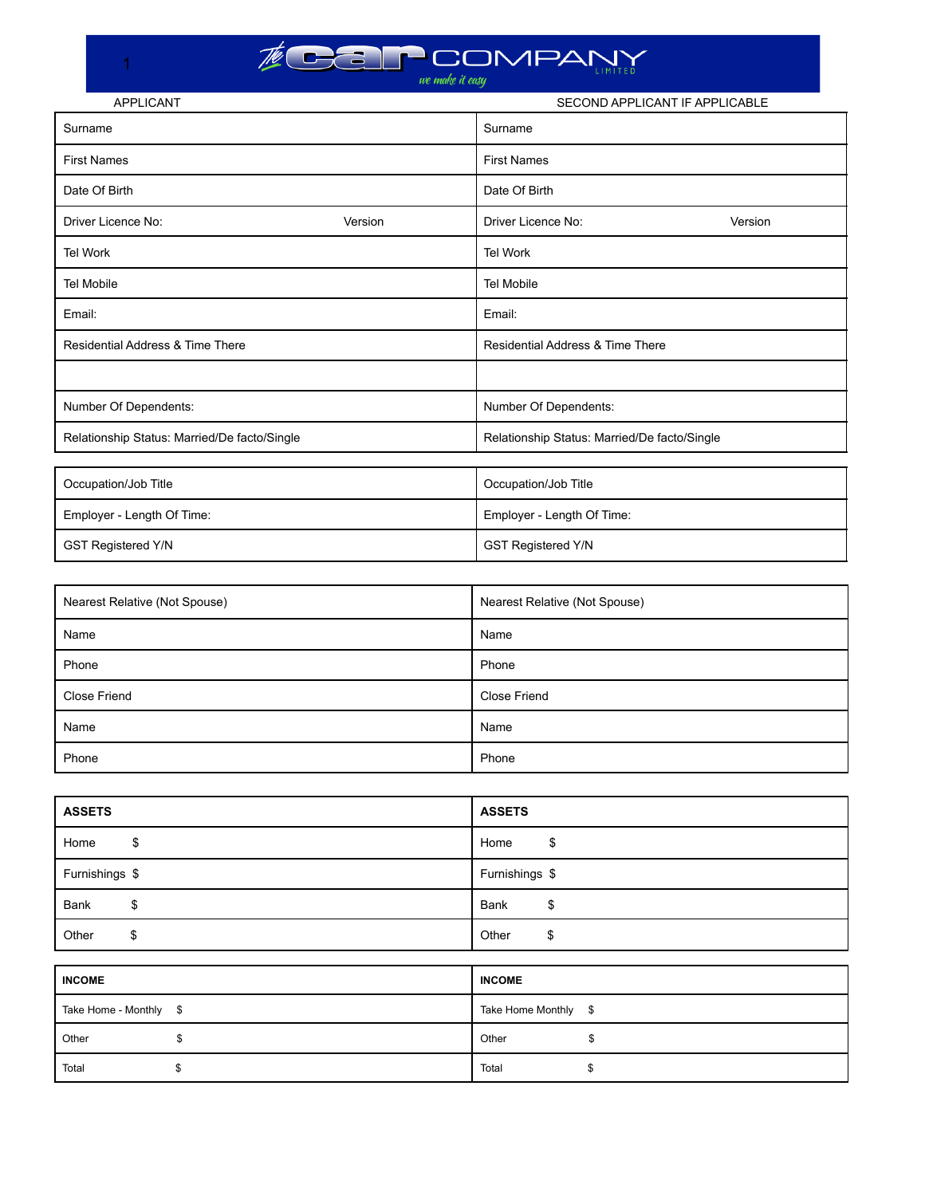# The Car Company Limited

*we make it easy*

| APPLICANT | SECOND APPLICANT IF APPLICABLE |
|---|---|
| Surname | Surname |
| First Names | First Names |
| Date Of Birth | Date Of Birth |
| Driver Licence No: Version | Driver Licence No: Version |
| Tel Work | Tel Work |
| Tel Mobile | Tel Mobile |
| Email: | Email: |
| Residential Address & Time There | Residential Address & Time There |
| | |
| Number Of Dependents: | Number Of Dependents: |
| Relationship Status: Married/De facto/Single | Relationship Status: Married/De facto/Single |

| | |
|---|---|
| Occupation/Job Title | Occupation/Job Title |
| Employer - Length Of Time: | Employer - Length Of Time: |
| GST Registered Y/N | GST Registered Y/N |

| | |
|---|---|
| Nearest Relative (Not Spouse) | Nearest Relative (Not Spouse) |
| Name | Name |
| Phone | Phone |
| Close Friend | Close Friend |
| Name | Name |
| Phone | Phone |

| **ASSETS** | **ASSETS** |
|---|---|
| Home $ | Home $ |
| Furnishings $ | Furnishings $ |
| Bank $ | Bank $ |
| Other $ | Other $ |

| **INCOME** | **INCOME** |
|---|---|
| Take Home - Monthly $ | Take Home Monthly $ |
| Other $ | Other $ |
| Total $ | Total $ |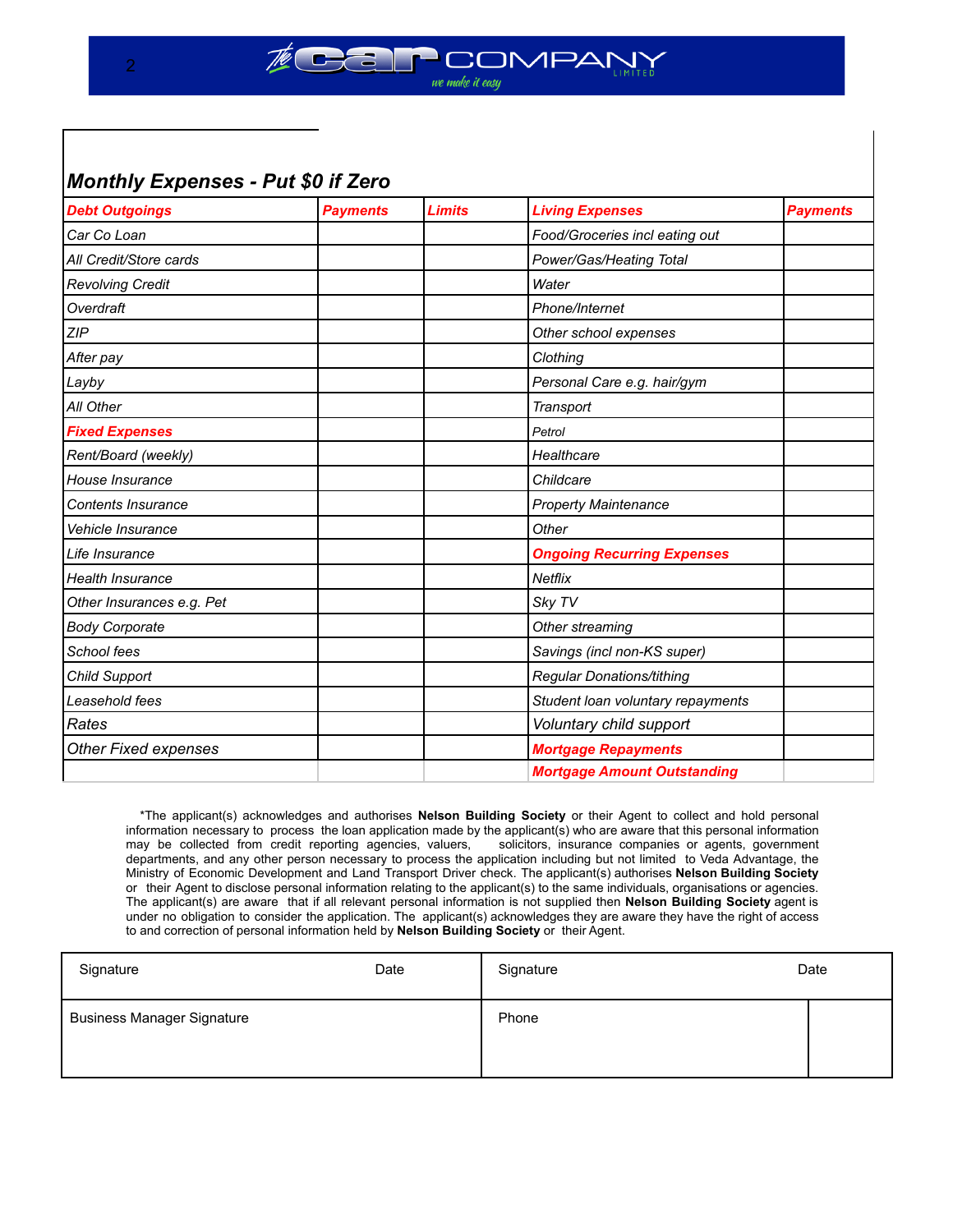The Car Company Limited — we make it easy

## *Monthly Expenses - Put $0 if Zero*

| *Debt Outgoings* | *Payments* | *Limits* | *Living Expenses* | *Payments* |
|---|---|---|---|---|
| *Car Co Loan* | | | *Food/Groceries incl eating out* | |
| *All Credit/Store cards* | | | *Power/Gas/Heating Total* | |
| *Revolving Credit* | | | *Water* | |
| *Overdraft* | | | *Phone/Internet* | |
| *ZIP* | | | *Other school expenses* | |
| *After pay* | | | *Clothing* | |
| *Layby* | | | *Personal Care e.g. hair/gym* | |
| *All Other* | | | *Transport* | |
| ***Fixed Expenses*** | | | *Petrol* | |
| *Rent/Board (weekly)* | | | *Healthcare* | |
| *House Insurance* | | | *Childcare* | |
| *Contents Insurance* | | | *Property Maintenance* | |
| *Vehicle Insurance* | | | *Other* | |
| *Life Insurance* | | | ***Ongoing Recurring Expenses*** | |
| *Health Insurance* | | | *Netflix* | |
| *Other Insurances e.g. Pet* | | | *Sky TV* | |
| *Body Corporate* | | | *Other streaming* | |
| *School fees* | | | *Savings (incl non-KS super)* | |
| *Child Support* | | | *Regular Donations/tithing* | |
| *Leasehold fees* | | | *Student loan voluntary repayments* | |
| *Rates* | | | *Voluntary child support* | |
| *Other Fixed expenses* | | | ***Mortgage Repayments*** | |
| | | | ***Mortgage Amount Outstanding*** | |

*The applicant(s) acknowledges and authorises **Nelson Building Society** or their Agent to collect and hold personal information necessary to process the loan application made by the applicant(s) who are aware that this personal information may be collected from credit reporting agencies, valuers, solicitors, insurance companies or agents, government departments, and any other person necessary to process the application including but not limited to Veda Advantage, the Ministry of Economic Development and Land Transport Driver check. The applicant(s) authorises **Nelson Building Society** or their Agent to disclose personal information relating to the applicant(s) to the same individuals, organisations or agencies. The applicant(s) are aware that if all relevant personal information is not supplied then **Nelson Building Society** agent is under no obligation to consider the application. The applicant(s) acknowledges they are aware they have the right of access to and correction of personal information held by **Nelson Building Society** or their Agent.

| | | | |
|---|---|---|---|
| Signature | Date | Signature | Date |
| Business Manager Signature | | Phone | |